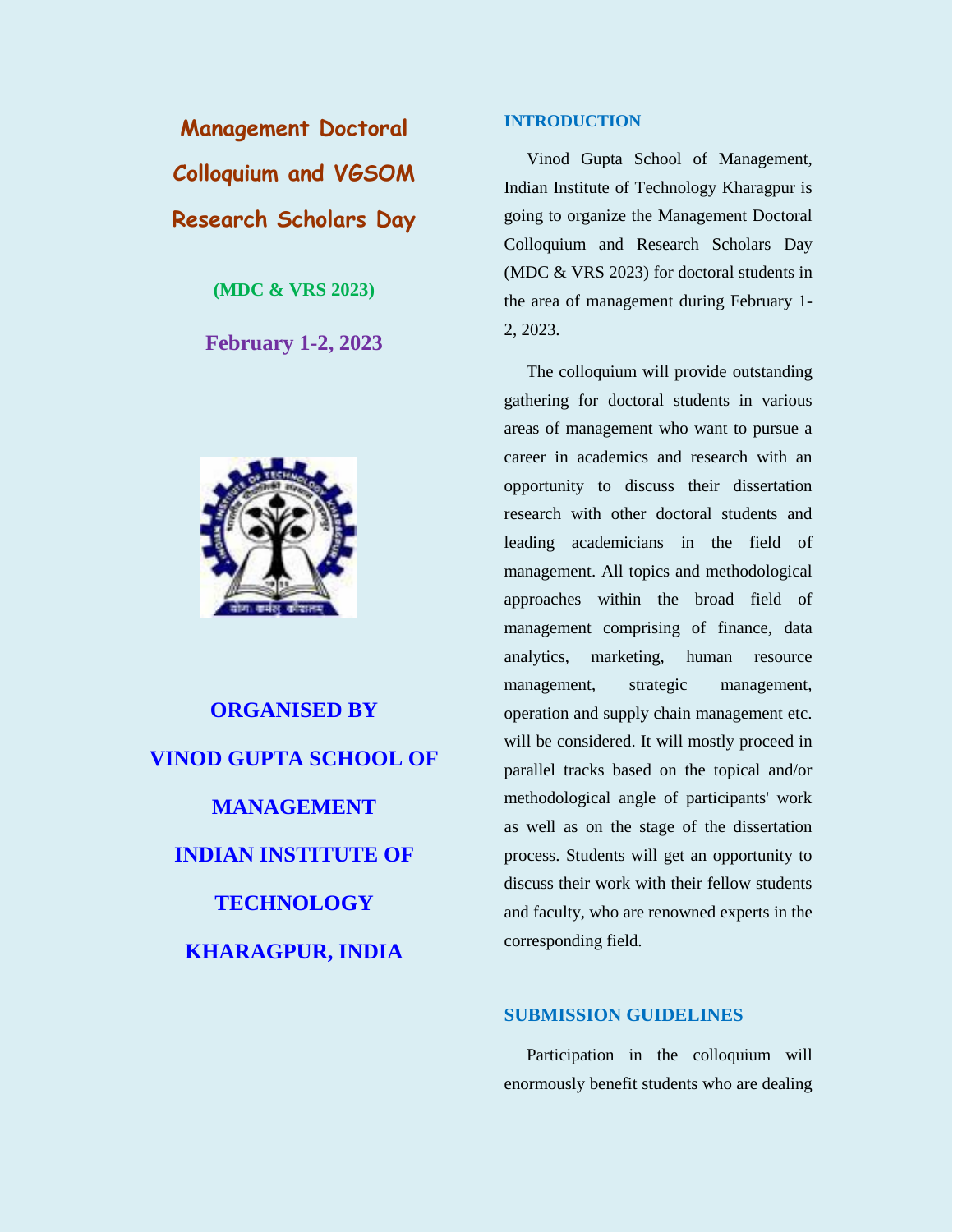# Management Doctoral Colloquium and VGSOM Research Scholars Day

**(MDC & VRS 2023)**

**February 1-2, 2023**

**ORGANISED BY**
**VINOD GUPTA SCHOOL OF MANAGEMENT**
**INDIAN INSTITUTE OF TECHNOLOGY KHARAGPUR, INDIA**

## INTRODUCTION

Vinod Gupta School of Management, Indian Institute of Technology Kharagpur is going to organize the Management Doctoral Colloquium and Research Scholars Day (MDC & VRS 2023) for doctoral students in the area of management during February 1-2, 2023.

The colloquium will provide outstanding gathering for doctoral students in various areas of management who want to pursue a career in academics and research with an opportunity to discuss their dissertation research with other doctoral students and leading academicians in the field of management. All topics and methodological approaches within the broad field of management comprising of finance, data analytics, marketing, human resource management, strategic management, operation and supply chain management etc. will be considered. It will mostly proceed in parallel tracks based on the topical and/or methodological angle of participants' work as well as on the stage of the dissertation process. Students will get an opportunity to discuss their work with their fellow students and faculty, who are renowned experts in the corresponding field.

## SUBMISSION GUIDELINES

Participation in the colloquium will enormously benefit students who are dealing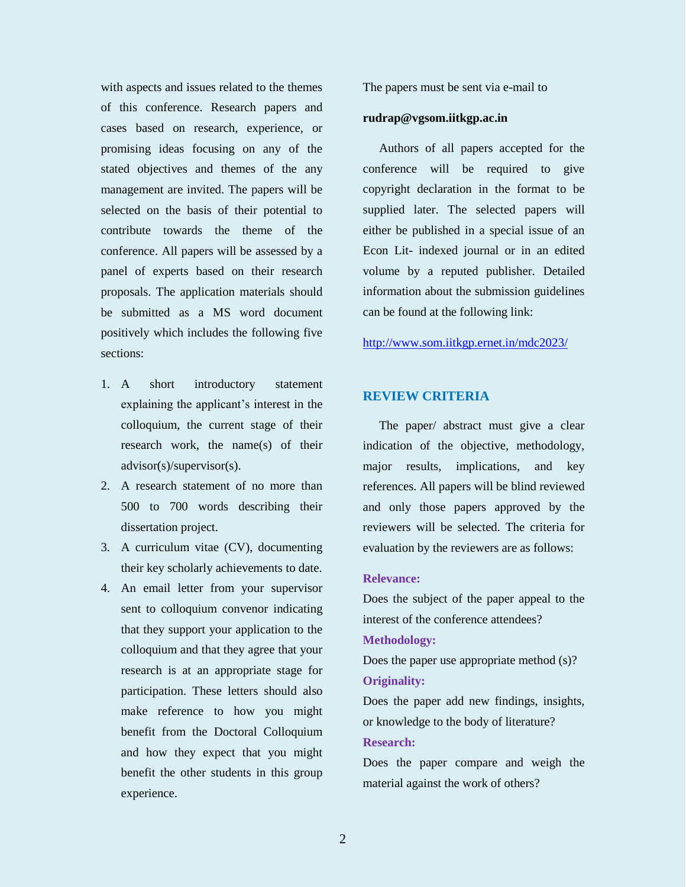with aspects and issues related to the themes of this conference. Research papers and cases based on research, experience, or promising ideas focusing on any of the stated objectives and themes of the any management are invited. The papers will be selected on the basis of their potential to contribute towards the theme of the conference. All papers will be assessed by a panel of experts based on their research proposals. The application materials should be submitted as a MS word document positively which includes the following five sections:

1. A short introductory statement explaining the applicant's interest in the colloquium, the current stage of their research work, the name(s) of their advisor(s)/supervisor(s).
2. A research statement of no more than 500 to 700 words describing their dissertation project.
3. A curriculum vitae (CV), documenting their key scholarly achievements to date.
4. An email letter from your supervisor sent to colloquium convenor indicating that they support your application to the colloquium and that they agree that your research is at an appropriate stage for participation. These letters should also make reference to how you might benefit from the Doctoral Colloquium and how they expect that you might benefit the other students in this group experience.

The papers must be sent via e-mail to

**rudrap@vgsom.iitkgp.ac.in**

Authors of all papers accepted for the conference will be required to give copyright declaration in the format to be supplied later. The selected papers will either be published in a special issue of an Econ Lit- indexed journal or in an edited volume by a reputed publisher. Detailed information about the submission guidelines can be found at the following link:

http://www.som.iitkgp.ernet.in/mdc2023/

## REVIEW CRITERIA

The paper/ abstract must give a clear indication of the objective, methodology, major results, implications, and key references. All papers will be blind reviewed and only those papers approved by the reviewers will be selected. The criteria for evaluation by the reviewers are as follows:

**Relevance:**

Does the subject of the paper appeal to the interest of the conference attendees?

**Methodology:**

Does the paper use appropriate method (s)?

**Originality:**

Does the paper add new findings, insights, or knowledge to the body of literature?

**Research:**

Does the paper compare and weigh the material against the work of others?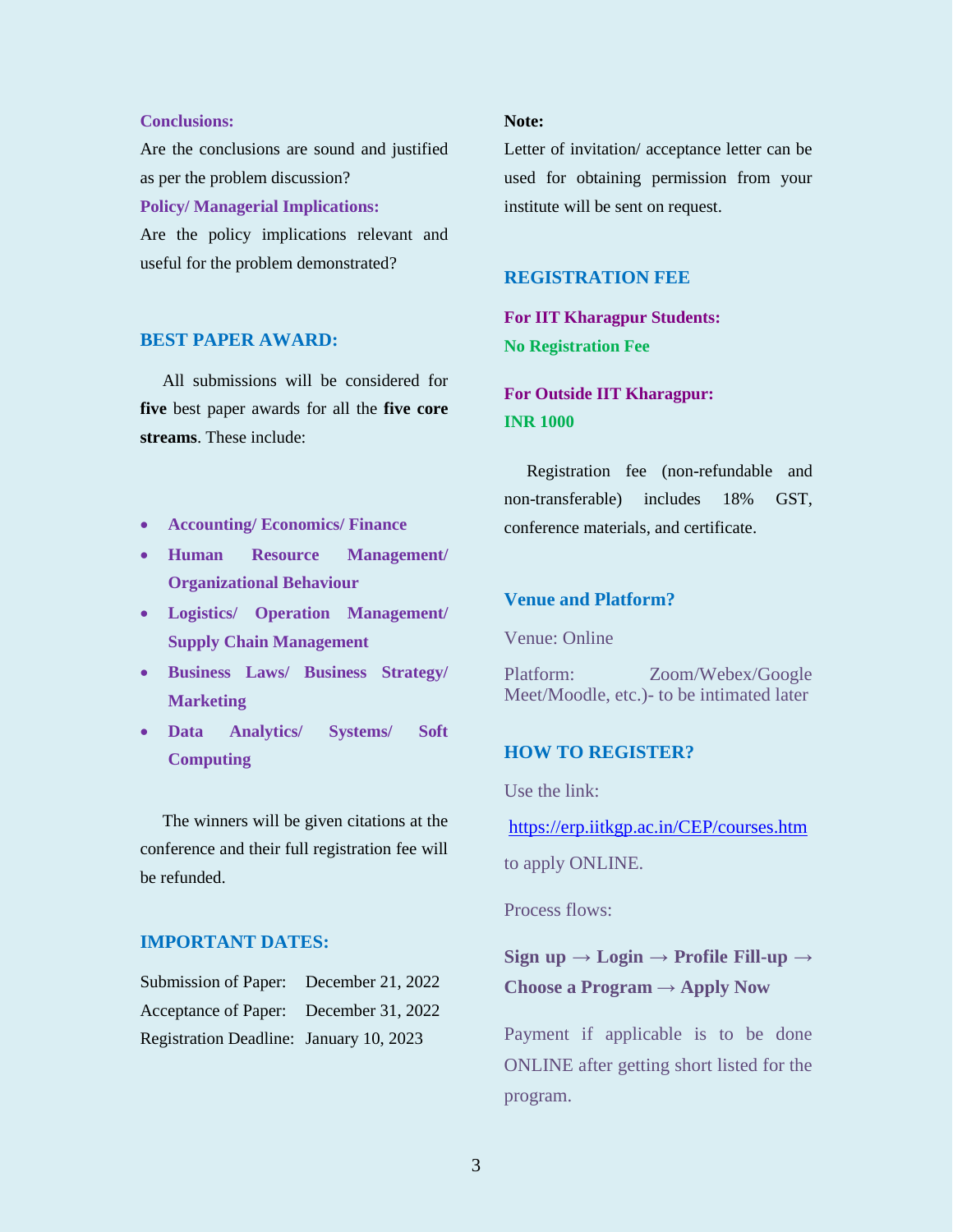**Conclusions:**

Are the conclusions are sound and justified as per the problem discussion?

**Policy/ Managerial Implications:**

Are the policy implications relevant and useful for the problem demonstrated?

## BEST PAPER AWARD:

All submissions will be considered for **five** best paper awards for all the **five core streams**. These include:

- **Accounting/ Economics/ Finance**
- **Human Resource Management/ Organizational Behaviour**
- **Logistics/ Operation Management/ Supply Chain Management**
- **Business Laws/ Business Strategy/ Marketing**
- **Data Analytics/ Systems/ Soft Computing**

The winners will be given citations at the conference and their full registration fee will be refunded.

## IMPORTANT DATES:

| | |
|---|---|
| Submission of Paper: | December 21, 2022 |
| Acceptance of Paper: | December 31, 2022 |
| Registration Deadline: | January 10, 2023 |

**Note:**

Letter of invitation/ acceptance letter can be used for obtaining permission from your institute will be sent on request.

## REGISTRATION FEE

**For IIT Kharagpur Students:**
**No Registration Fee**

**For Outside IIT Kharagpur:**
**INR 1000**

Registration fee (non-refundable and non-transferable) includes 18% GST, conference materials, and certificate.

## Venue and Platform?

Venue: Online

Platform: Zoom/Webex/Google Meet/Moodle, etc.)- to be intimated later

## HOW TO REGISTER?

Use the link:

https://erp.iitkgp.ac.in/CEP/courses.htm

to apply ONLINE.

Process flows:

**Sign up → Login → Profile Fill-up → Choose a Program → Apply Now**

Payment if applicable is to be done ONLINE after getting short listed for the program.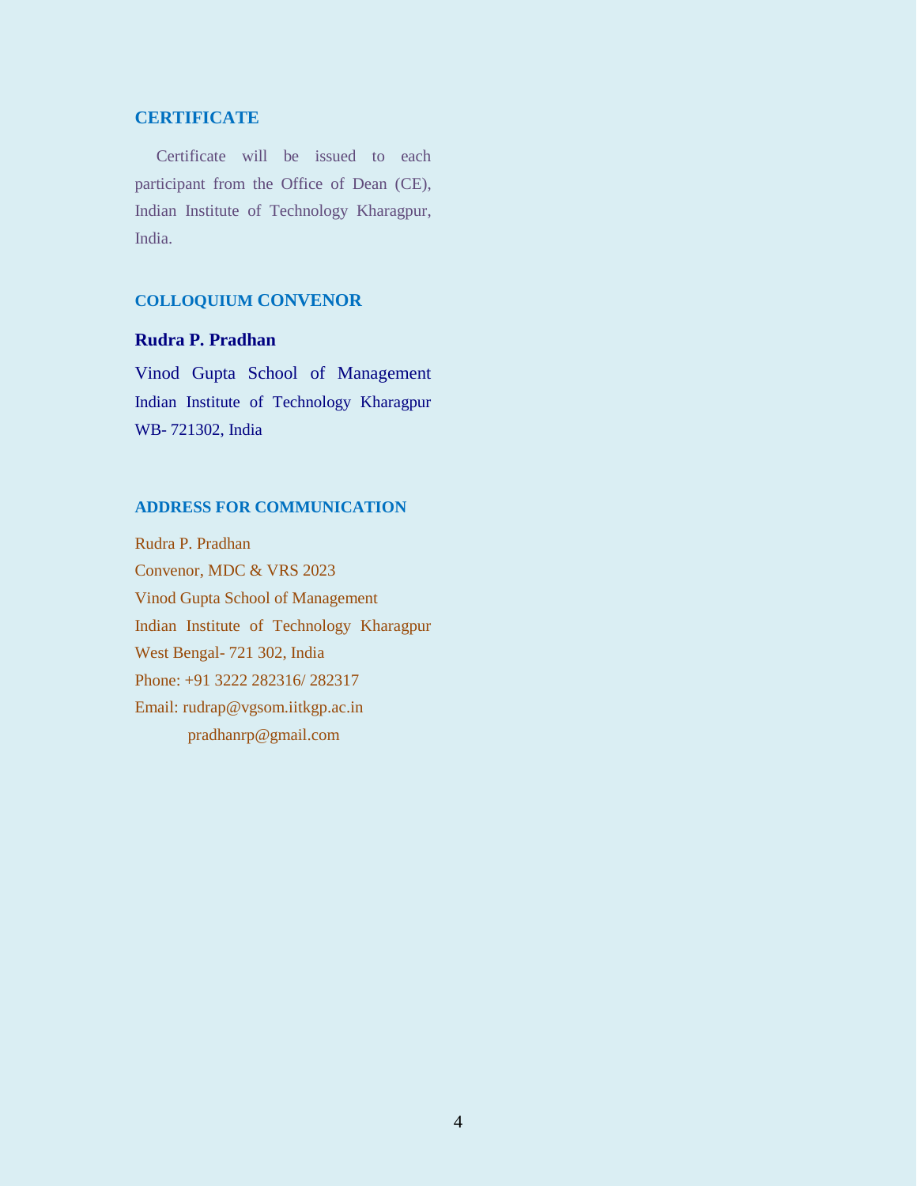## CERTIFICATE

Certificate will be issued to each participant from the Office of Dean (CE), Indian Institute of Technology Kharagpur, India.

## COLLOQUIUM CONVENOR

**Rudra P. Pradhan**

Vinod Gupta School of Management
Indian Institute of Technology Kharagpur
WB- 721302, India

## ADDRESS FOR COMMUNICATION

Rudra P. Pradhan
Convenor, MDC & VRS 2023
Vinod Gupta School of Management
Indian Institute of Technology Kharagpur
West Bengal- 721 302, India
Phone: +91 3222 282316/ 282317
Email: rudrap@vgsom.iitkgp.ac.in
pradhanrp@gmail.com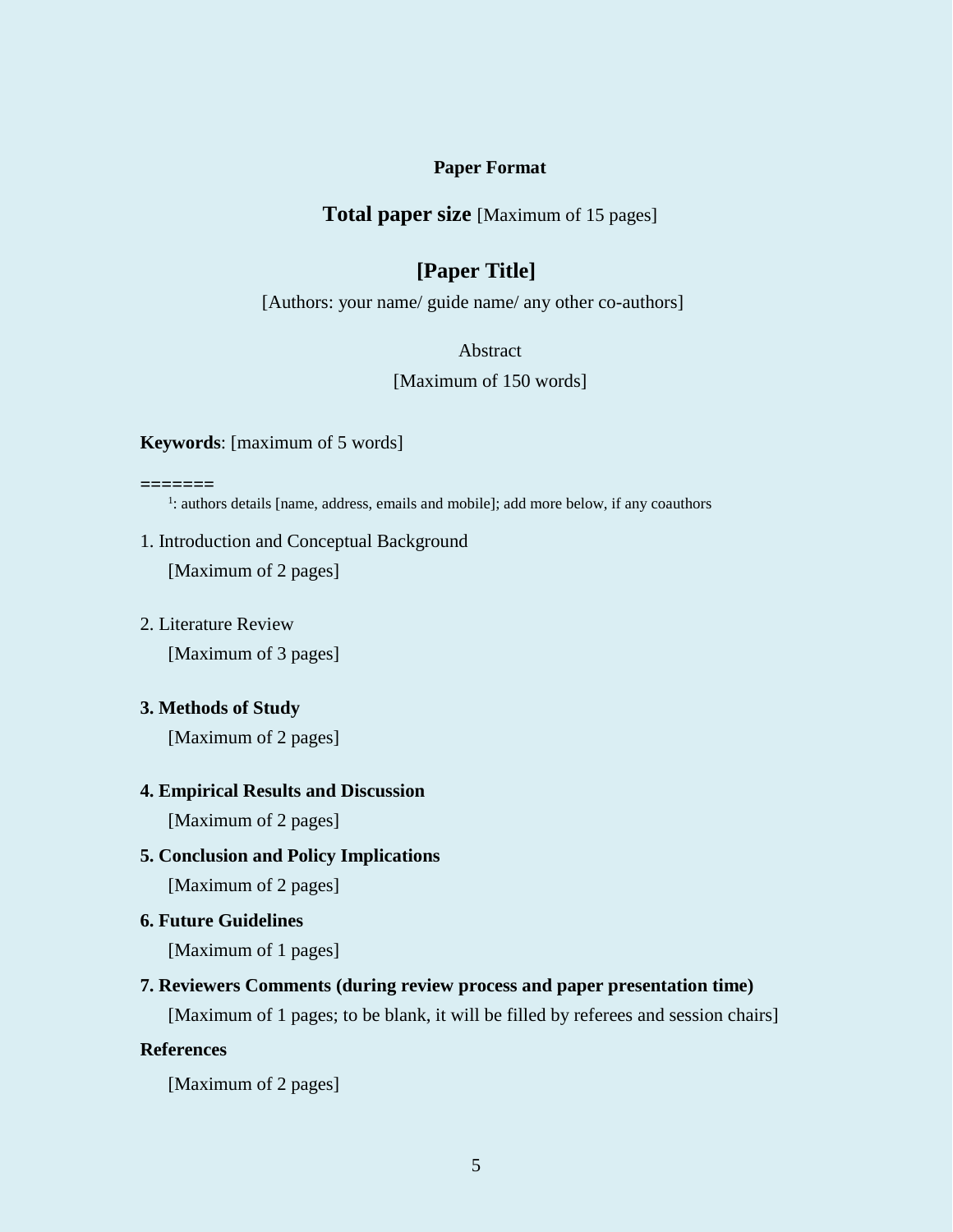**Paper Format**

## **Total paper size** [Maximum of 15 pages]

# [Paper Title]

[Authors: your name/ guide name/ any other co-authors]

Abstract

[Maximum of 150 words]

**Keywords**: [maximum of 5 words]

=======

[1]: authors details [name, address, emails and mobile]; add more below, if any coauthors

1. Introduction and Conceptual Background

   [Maximum of 2 pages]

2. Literature Review

   [Maximum of 3 pages]

**3. Methods of Study**

[Maximum of 2 pages]

**4. Empirical Results and Discussion**

[Maximum of 2 pages]

**5. Conclusion and Policy Implications**

[Maximum of 2 pages]

**6. Future Guidelines**

[Maximum of 1 pages]

**7. Reviewers Comments (during review process and paper presentation time)**

[Maximum of 1 pages; to be blank, it will be filled by referees and session chairs]

**References**

[Maximum of 2 pages]